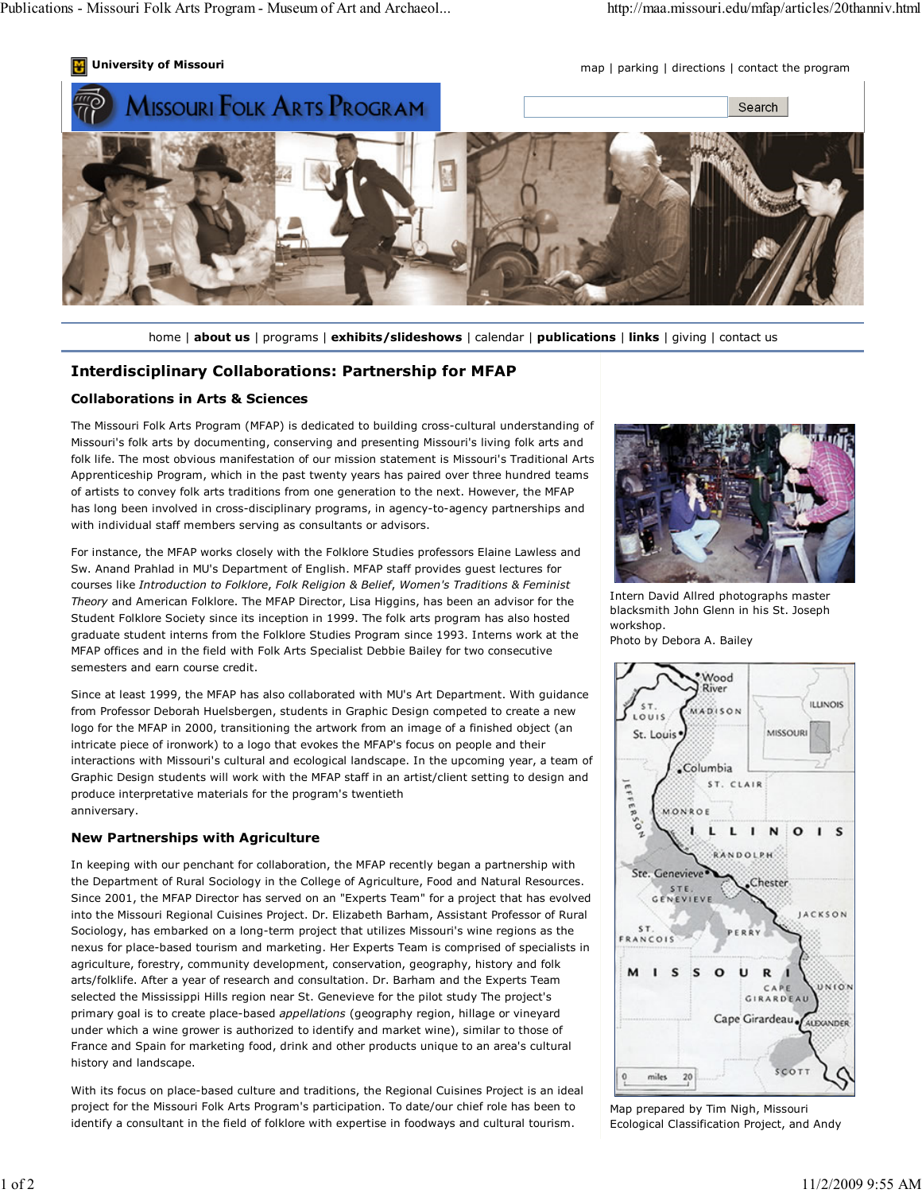University of Missouri

map | parking | directions | contact the program

home | **about us** | programs | **exhibits/slideshows** | calendar | **publications** | **links** | giving | contact us

# Interdisciplinary Collaborations: Partnership for MFAP

## Collaborations in Arts & Sciences

The Missouri Folk Arts Program (MFAP) is dedicated to building cross-cultural understanding of Missouri's folk arts by documenting, conserving and presenting Missouri's living folk arts and folk life. The most obvious manifestation of our mission statement is Missouri's Traditional Arts Apprenticeship Program, which in the past twenty years has paired over three hundred teams of artists to convey folk arts traditions from one generation to the next. However, the MFAP has long been involved in cross-disciplinary programs, in agency-to-agency partnerships and with individual staff members serving as consultants or advisors.

For instance, the MFAP works closely with the Folklore Studies professors Elaine Lawless and Sw. Anand Prahlad in MU's Department of English. MFAP staff provides guest lectures for courses like *Introduction to Folklore*, *Folk Religion & Belief*, *Women's Traditions & Feminist Theory* and American Folklore. The MFAP Director, Lisa Higgins, has been an advisor for the Student Folklore Society since its inception in 1999. The folk arts program has also hosted graduate student interns from the Folklore Studies Program since 1993. Interns work at the MFAP offices and in the field with Folk Arts Specialist Debbie Bailey for two consecutive semesters and earn course credit.

Intern David Allred photographs master blacksmith John Glenn in his St. Joseph workshop.
Photo by Debora A. Bailey

Since at least 1999, the MFAP has also collaborated with MU's Art Department. With guidance from Professor Deborah Huelsbergen, students in Graphic Design competed to create a new logo for the MFAP in 2000, transitioning the artwork from an image of a finished object (an intricate piece of ironwork) to a logo that evokes the MFAP's focus on people and their interactions with Missouri's cultural and ecological landscape. In the upcoming year, a team of Graphic Design students will work with the MFAP staff in an artist/client setting to design and produce interpretative materials for the program's twentieth anniversary.

## New Partnerships with Agriculture

In keeping with our penchant for collaboration, the MFAP recently began a partnership with the Department of Rural Sociology in the College of Agriculture, Food and Natural Resources. Since 2001, the MFAP Director has served on an "Experts Team" for a project that has evolved into the Missouri Regional Cuisines Project. Dr. Elizabeth Barham, Assistant Professor of Rural Sociology, has embarked on a long-term project that utilizes Missouri's wine regions as the nexus for place-based tourism and marketing. Her Experts Team is comprised of specialists in agriculture, forestry, community development, conservation, geography, history and folk arts/folklife. After a year of research and consultation. Dr. Barham and the Experts Team selected the Mississippi Hills region near St. Genevieve for the pilot study The project's primary goal is to create place-based *appellations* (geography region, hillage or vineyard under which a wine grower is authorized to identify and market wine), similar to those of France and Spain for marketing food, drink and other products unique to an area's cultural history and landscape.

With its focus on place-based culture and traditions, the Regional Cuisines Project is an ideal project for the Missouri Folk Arts Program's participation. To date/our chief role has been to identify a consultant in the field of folklore with expertise in foodways and cultural tourism.

Map prepared by Tim Nigh, Missouri Ecological Classification Project, and Andy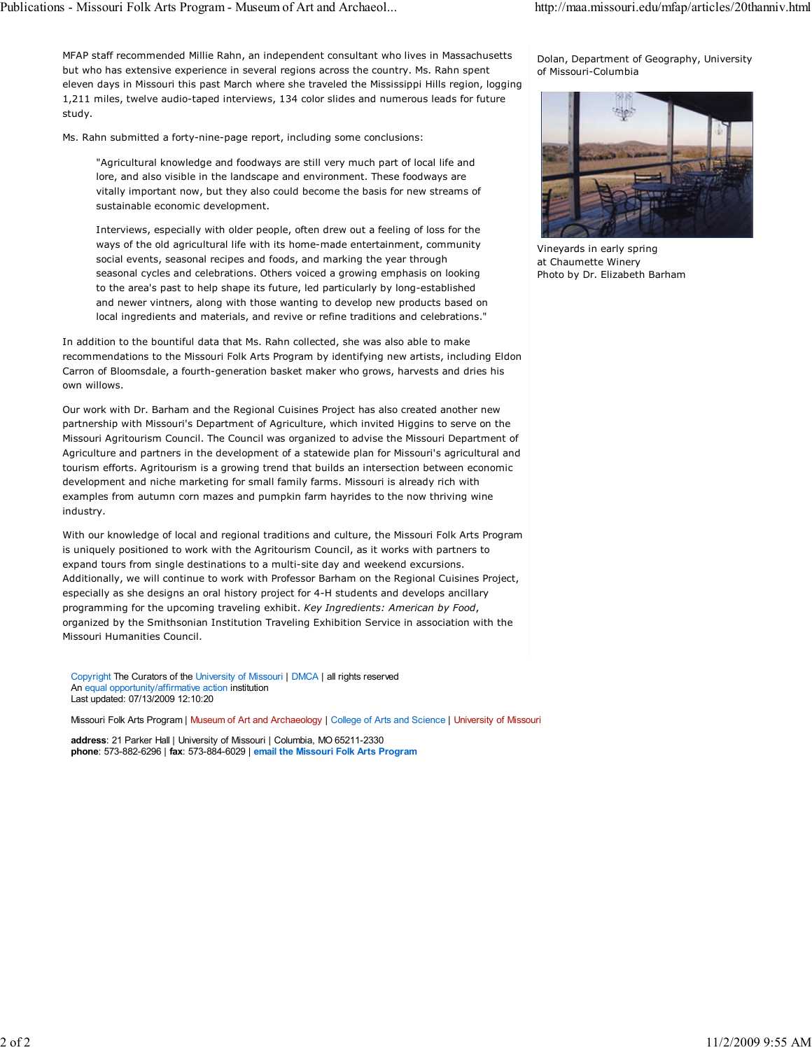MFAP staff recommended Millie Rahn, an independent consultant who lives in Massachusetts but who has extensive experience in several regions across the country. Ms. Rahn spent eleven days in Missouri this past March where she traveled the Mississippi Hills region, logging 1,211 miles, twelve audio-taped interviews, 134 color slides and numerous leads for future study.

Ms. Rahn submitted a forty-nine-page report, including some conclusions:

> "Agricultural knowledge and foodways are still very much part of local life and lore, and also visible in the landscape and environment. These foodways are vitally important now, but they also could become the basis for new streams of sustainable economic development.
>
> Interviews, especially with older people, often drew out a feeling of loss for the ways of the old agricultural life with its home-made entertainment, community social events, seasonal recipes and foods, and marking the year through seasonal cycles and celebrations. Others voiced a growing emphasis on looking to the area's past to help shape its future, led particularly by long-established and newer vintners, along with those wanting to develop new products based on local ingredients and materials, and revive or refine traditions and celebrations."

In addition to the bountiful data that Ms. Rahn collected, she was also able to make recommendations to the Missouri Folk Arts Program by identifying new artists, including Eldon Carron of Bloomsdale, a fourth-generation basket maker who grows, harvests and dries his own willows.

Our work with Dr. Barham and the Regional Cuisines Project has also created another new partnership with Missouri's Department of Agriculture, which invited Higgins to serve on the Missouri Agritourism Council. The Council was organized to advise the Missouri Department of Agriculture and partners in the development of a statewide plan for Missouri's agricultural and tourism efforts. Agritourism is a growing trend that builds an intersection between economic development and niche marketing for small family farms. Missouri is already rich with examples from autumn corn mazes and pumpkin farm hayrides to the now thriving wine industry.

With our knowledge of local and regional traditions and culture, the Missouri Folk Arts Program is uniquely positioned to work with the Agritourism Council, as it works with partners to expand tours from single destinations to a multi-site day and weekend excursions. Additionally, we will continue to work with Professor Barham on the Regional Cuisines Project, especially as she designs an oral history project for 4-H students and develops ancillary programming for the upcoming traveling exhibit. *Key Ingredients: American by Food*, organized by the Smithsonian Institution Traveling Exhibition Service in association with the Missouri Humanities Council.

Dolan, Department of Geography, University of Missouri-Columbia

Vineyards in early spring
at Chaumette Winery
Photo by Dr. Elizabeth Barham

Copyright The Curators of the University of Missouri | DMCA | all rights reserved
An equal opportunity/affirmative action institution
Last updated: 07/13/2009 12:10:20

Missouri Folk Arts Program | Museum of Art and Archaeology | College of Arts and Science | University of Missouri

**address**: 21 Parker Hall | University of Missouri | Columbia, MO 65211-2330
**phone**: 573-882-6296 | **fax**: 573-884-6029 | **email the Missouri Folk Arts Program**